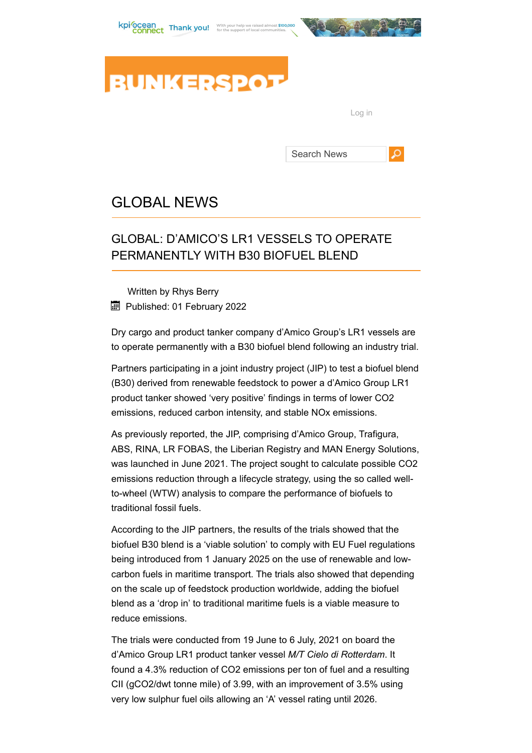# GLOBAL NEWS

## GLOBAL: D'AMICO'S LR1 VESSELS TO OPERATE PERMANENTLY WITH B30 BIOFUEL BLEND

Written by Rhys Berry

Published: 01 February 2022

Dry cargo and product tanker company d'Amico Group's LR1 vessels are to operate permanently with a B30 biofuel blend following an industry trial.

Partners participating in a joint industry project (JIP) to test a biofuel blend (B30) derived from renewable feedstock to power a d'Amico Group LR1 product tanker showed 'very positive' findings in terms of lower $CO_2$ emissions, reduced carbon intensity, and stable $NO_x$ emissions.

As previously reported, the JIP, comprising d'Amico Group, Trafigura, ABS, RINA, LR FOBAS, the Liberian Registry and MAN Energy Solutions, was launched in June 2021. The project sought to calculate possible $CO_2$ emissions reduction through a lifecycle strategy, using the so called well-to-wheel (WTW) analysis to compare the performance of biofuels to traditional fossil fuels.

According to the JIP partners, the results of the trials showed that the biofuel B30 blend is a 'viable solution' to comply with EU Fuel regulations being introduced from 1 January 2025 on the use of renewable and low-carbon fuels in maritime transport. The trials also showed that depending on the scale up of feedstock production worldwide, adding the biofuel blend as a 'drop in' to traditional maritime fuels is a viable measure to reduce emissions.

The trials were conducted from 19 June to 6 July, 2021 on board the d'Amico Group LR1 product tanker vessel *M/T Cielo di Rotterdam*. It found a 4.3% reduction of $CO_2$ emissions per ton of fuel and a resulting CII (g$CO_2$/dwt tonne mile) of 3.99, with an improvement of 3.5% using very low sulphur fuel oils allowing an 'A' vessel rating until 2026.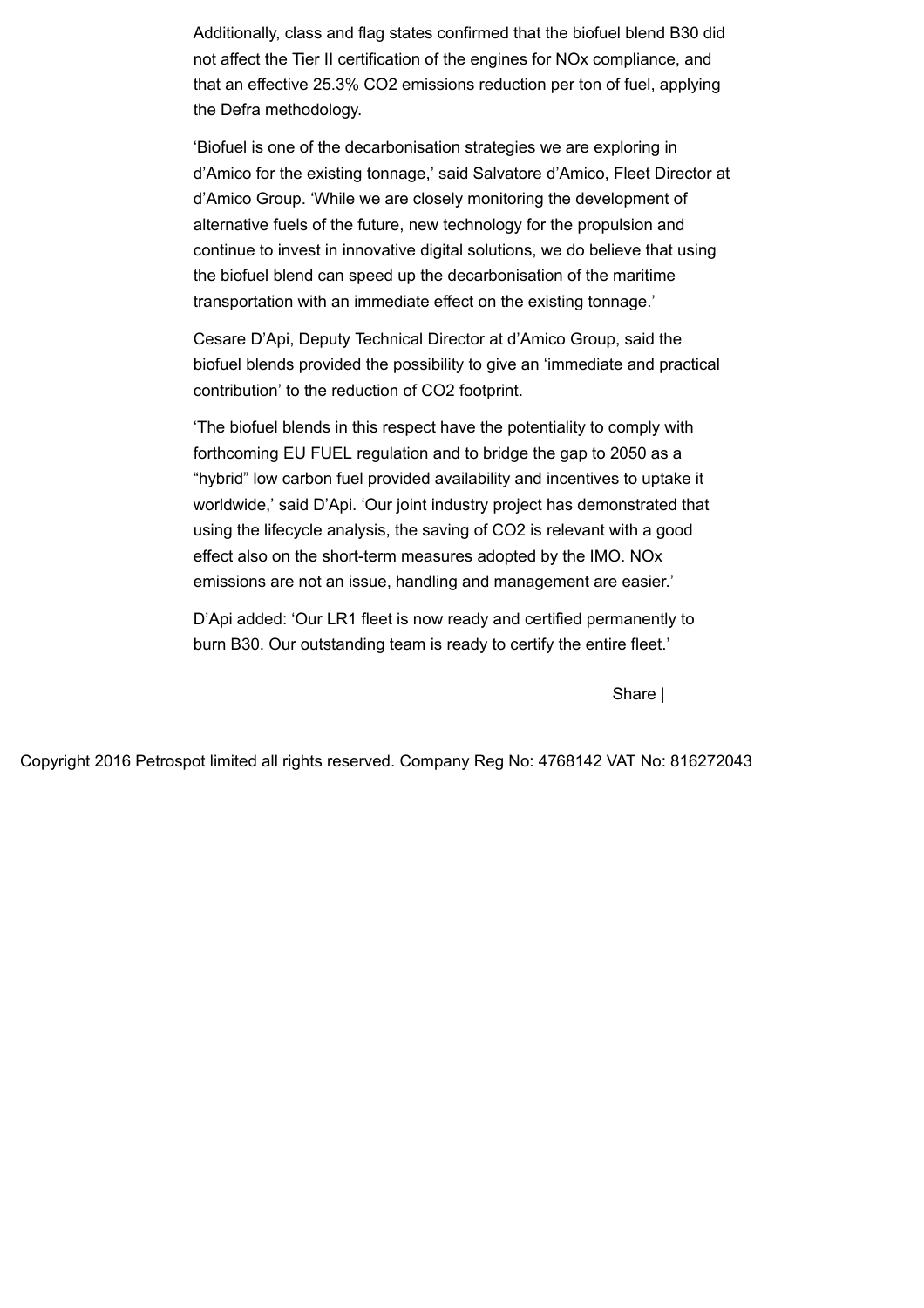Additionally, class and flag states confirmed that the biofuel blend B30 did not affect the Tier II certification of the engines for NOx compliance, and that an effective 25.3% $CO_2$ emissions reduction per ton of fuel, applying the Defra methodology.

'Biofuel is one of the decarbonisation strategies we are exploring in d'Amico for the existing tonnage,' said Salvatore d'Amico, Fleet Director at d'Amico Group. 'While we are closely monitoring the development of alternative fuels of the future, new technology for the propulsion and continue to invest in innovative digital solutions, we do believe that using the biofuel blend can speed up the decarbonisation of the maritime transportation with an immediate effect on the existing tonnage.'

Cesare D'Api, Deputy Technical Director at d'Amico Group, said the biofuel blends provided the possibility to give an 'immediate and practical contribution' to the reduction of $CO_2$ footprint.

'The biofuel blends in this respect have the potentiality to comply with forthcoming EU FUEL regulation and to bridge the gap to 2050 as a "hybrid" low carbon fuel provided availability and incentives to uptake it worldwide,' said D'Api. 'Our joint industry project has demonstrated that using the lifecycle analysis, the saving of $CO_2$ is relevant with a good effect also on the short-term measures adopted by the IMO. NOx emissions are not an issue, handling and management are easier.'

D'Api added: 'Our LR1 fleet is now ready and certified permanently to burn B30. Our outstanding team is ready to certify the entire fleet.'

Share |

Copyright 2016 Petrospot limited all rights reserved. Company Reg No: 4768142 VAT No: 816272043